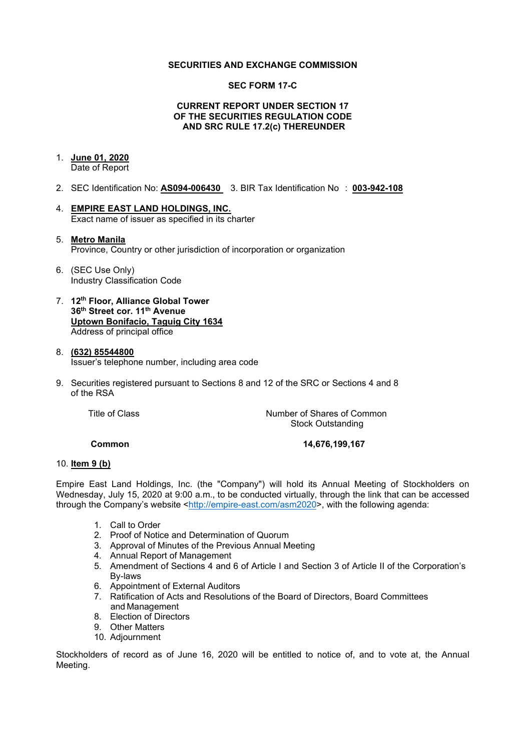**SECURITIES AND EXCHANGE COMMISSION**

**SEC FORM 17-C**

**CURRENT REPORT UNDER SECTION 17
OF THE SECURITIES REGULATION CODE
AND SRC RULE 17.2(c) THEREUNDER**

1. **June 01, 2020**
   Date of Report

2. SEC Identification No: **AS094-006430** 3. BIR Tax Identification No : **003-942-108**

4. **EMPIRE EAST LAND HOLDINGS, INC.**
   Exact name of issuer as specified in its charter

5. **Metro Manila**
   Province, Country or other jurisdiction of incorporation or organization

6. (SEC Use Only)
   Industry Classification Code

7. **12th Floor, Alliance Global Tower**
   **36th Street cor. 11th Avenue**
   **Uptown Bonifacio, Taguig City 1634**
   Address of principal office

8. **(632) 85544800**
   Issuer's telephone number, including area code

9. Securities registered pursuant to Sections 8 and 12 of the SRC or Sections 4 and 8 of the RSA

| Title of Class | Number of Shares of Common Stock Outstanding |
|---|---|
| **Common** | **14,676,199,167** |

10. **Item 9 (b)**

Empire East Land Holdings, Inc. (the "Company") will hold its Annual Meeting of Stockholders on Wednesday, July 15, 2020 at 9:00 a.m., to be conducted virtually, through the link that can be accessed through the Company's website <http://empire-east.com/asm2020>, with the following agenda:

1. Call to Order
2. Proof of Notice and Determination of Quorum
3. Approval of Minutes of the Previous Annual Meeting
4. Annual Report of Management
5. Amendment of Sections 4 and 6 of Article I and Section 3 of Article II of the Corporation's By-laws
6. Appointment of External Auditors
7. Ratification of Acts and Resolutions of the Board of Directors, Board Committees and Management
8. Election of Directors
9. Other Matters
10. Adjournment

Stockholders of record as of June 16, 2020 will be entitled to notice of, and to vote at, the Annual Meeting.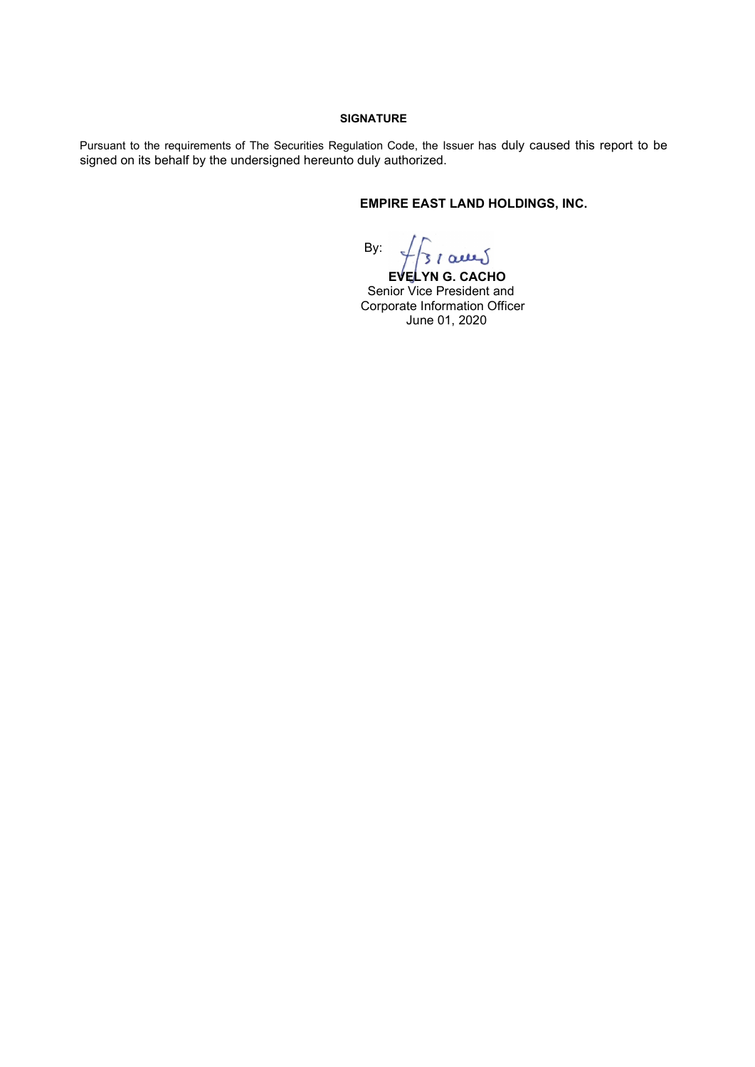**SIGNATURE**

Pursuant to the requirements of The Securities Regulation Code, the Issuer has duly caused this report to be signed on its behalf by the undersigned hereunto duly authorized.

**EMPIRE EAST LAND HOLDINGS, INC.**

By:

**EVELYN G. CACHO**
Senior Vice President and
Corporate Information Officer
June 01, 2020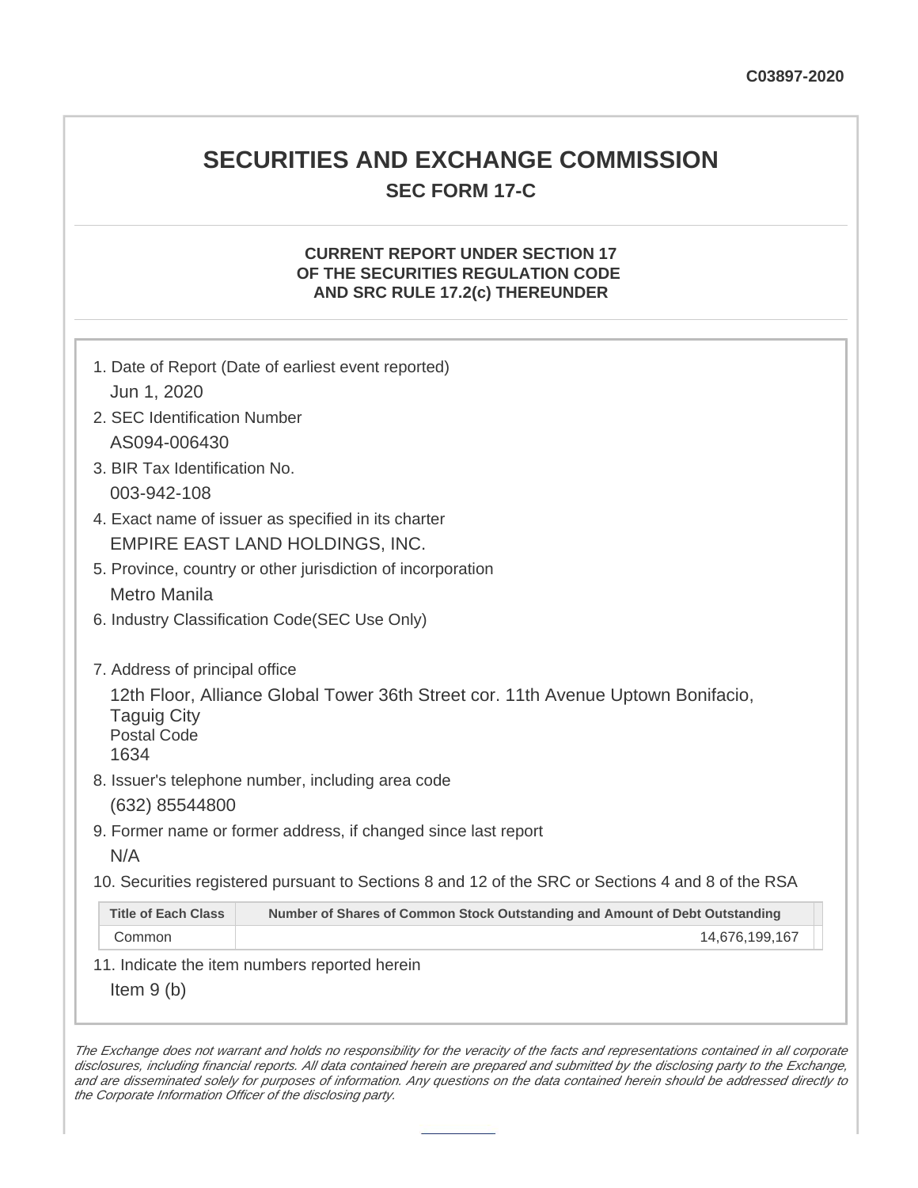C03897-2020

# SECURITIES AND EXCHANGE COMMISSION

## SEC FORM 17-C

### CURRENT REPORT UNDER SECTION 17 OF THE SECURITIES REGULATION CODE AND SRC RULE 17.2(c) THEREUNDER

1. Date of Report (Date of earliest event reported)

   Jun 1, 2020

2. SEC Identification Number

   AS094-006430

3. BIR Tax Identification No.

   003-942-108

4. Exact name of issuer as specified in its charter

   EMPIRE EAST LAND HOLDINGS, INC.

5. Province, country or other jurisdiction of incorporation

   Metro Manila

6. Industry Classification Code(SEC Use Only)

7. Address of principal office

   12th Floor, Alliance Global Tower 36th Street cor. 11th Avenue Uptown Bonifacio, Taguig City
   Postal Code
   1634

8. Issuer's telephone number, including area code

   (632) 85544800

9. Former name or former address, if changed since last report

   N/A

10. Securities registered pursuant to Sections 8 and 12 of the SRC or Sections 4 and 8 of the RSA

| Title of Each Class | Number of Shares of Common Stock Outstanding and Amount of Debt Outstanding |
|---|---|
| Common | 14,676,199,167 |

11. Indicate the item numbers reported herein

   Item 9 (b)

*The Exchange does not warrant and holds no responsibility for the veracity of the facts and representations contained in all corporate disclosures, including financial reports. All data contained herein are prepared and submitted by the disclosing party to the Exchange, and are disseminated solely for purposes of information. Any questions on the data contained herein should be addressed directly to the Corporate Information Officer of the disclosing party.*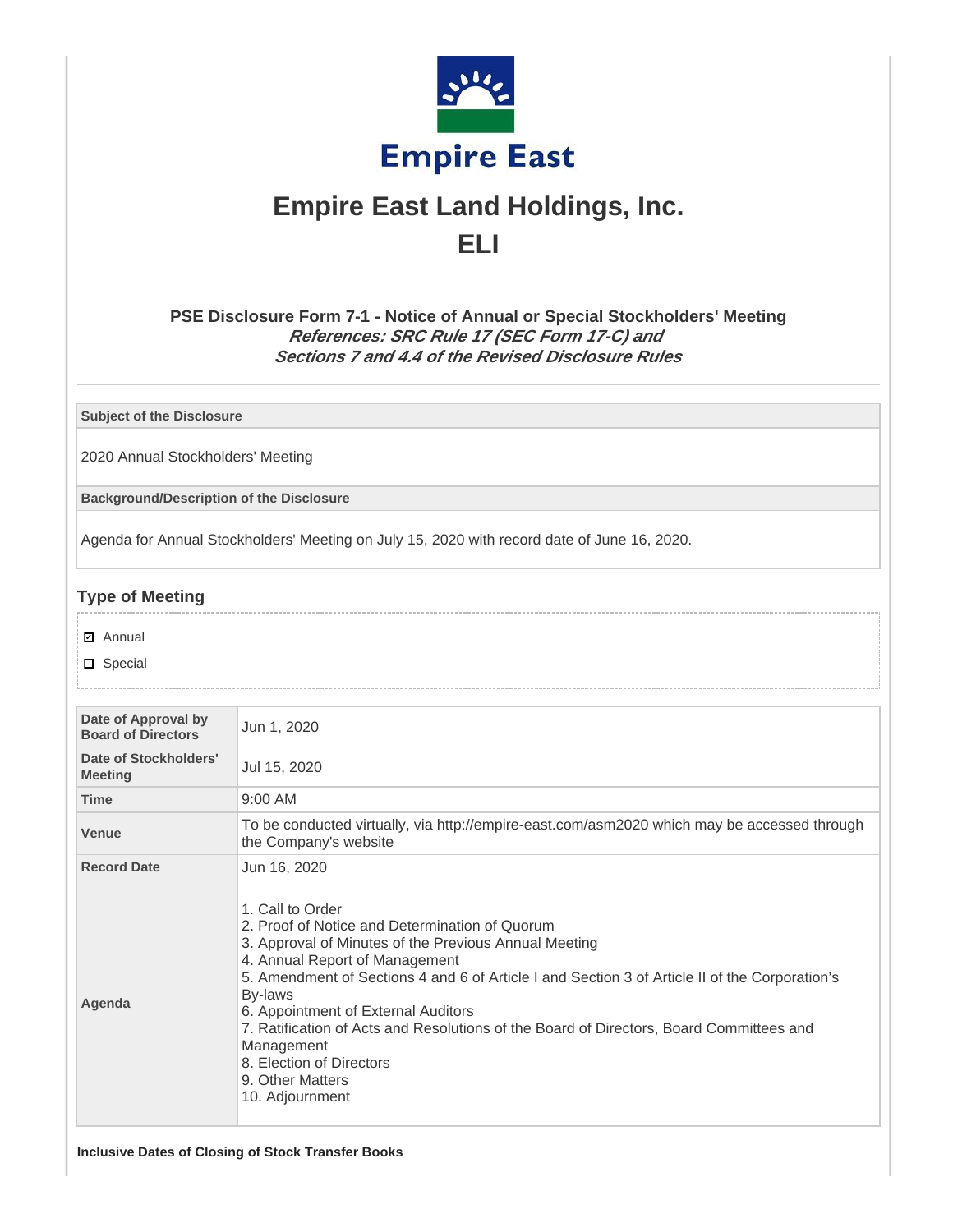# Empire East Land Holdings, Inc.

# ELI

### PSE Disclosure Form 7-1 - Notice of Annual or Special Stockholders' Meeting

***References: SRC Rule 17 (SEC Form 17-C) and Sections 7 and 4.4 of the Revised Disclosure Rules***

| **Subject of the Disclosure** |
|---|
| 2020 Annual Stockholders' Meeting |
| **Background/Description of the Disclosure** |
| Agenda for Annual Stockholders' Meeting on July 15, 2020 with record date of June 16, 2020. |

## Type of Meeting

- [x] Annual
- [ ] Special

| | |
|---|---|
| **Date of Approval by Board of Directors** | Jun 1, 2020 |
| **Date of Stockholders' Meeting** | Jul 15, 2020 |
| **Time** | 9:00 AM |
| **Venue** | To be conducted virtually, via http://empire-east.com/asm2020 which may be accessed through the Company's website |
| **Record Date** | Jun 16, 2020 |
| **Agenda** | 1. Call to Order<br>2. Proof of Notice and Determination of Quorum<br>3. Approval of Minutes of the Previous Annual Meeting<br>4. Annual Report of Management<br>5. Amendment of Sections 4 and 6 of Article I and Section 3 of Article II of the Corporation's By-laws<br>6. Appointment of External Auditors<br>7. Ratification of Acts and Resolutions of the Board of Directors, Board Committees and Management<br>8. Election of Directors<br>9. Other Matters<br>10. Adjournment |

**Inclusive Dates of Closing of Stock Transfer Books**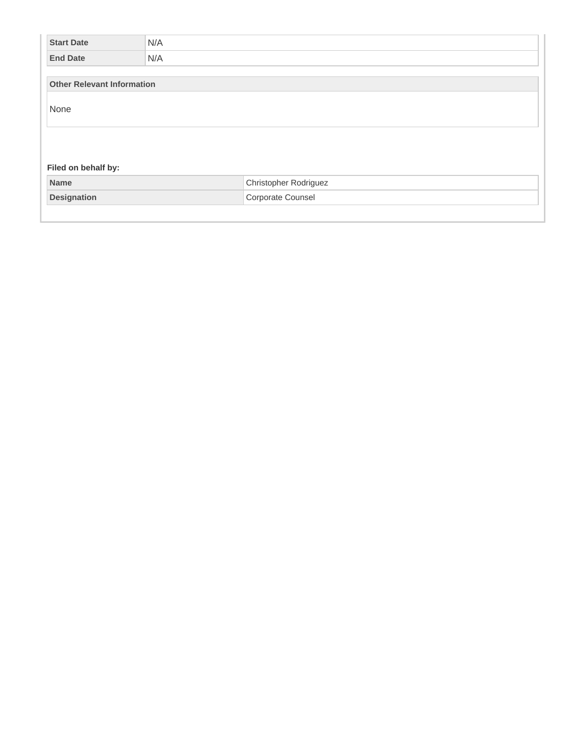| | |
|---|---|
| **Start Date** | N/A |
| **End Date** | N/A |

| **Other Relevant Information** |
|---|
| None |

**Filed on behalf by:**

| | |
|---|---|
| **Name** | Christopher Rodriguez |
| **Designation** | Corporate Counsel |